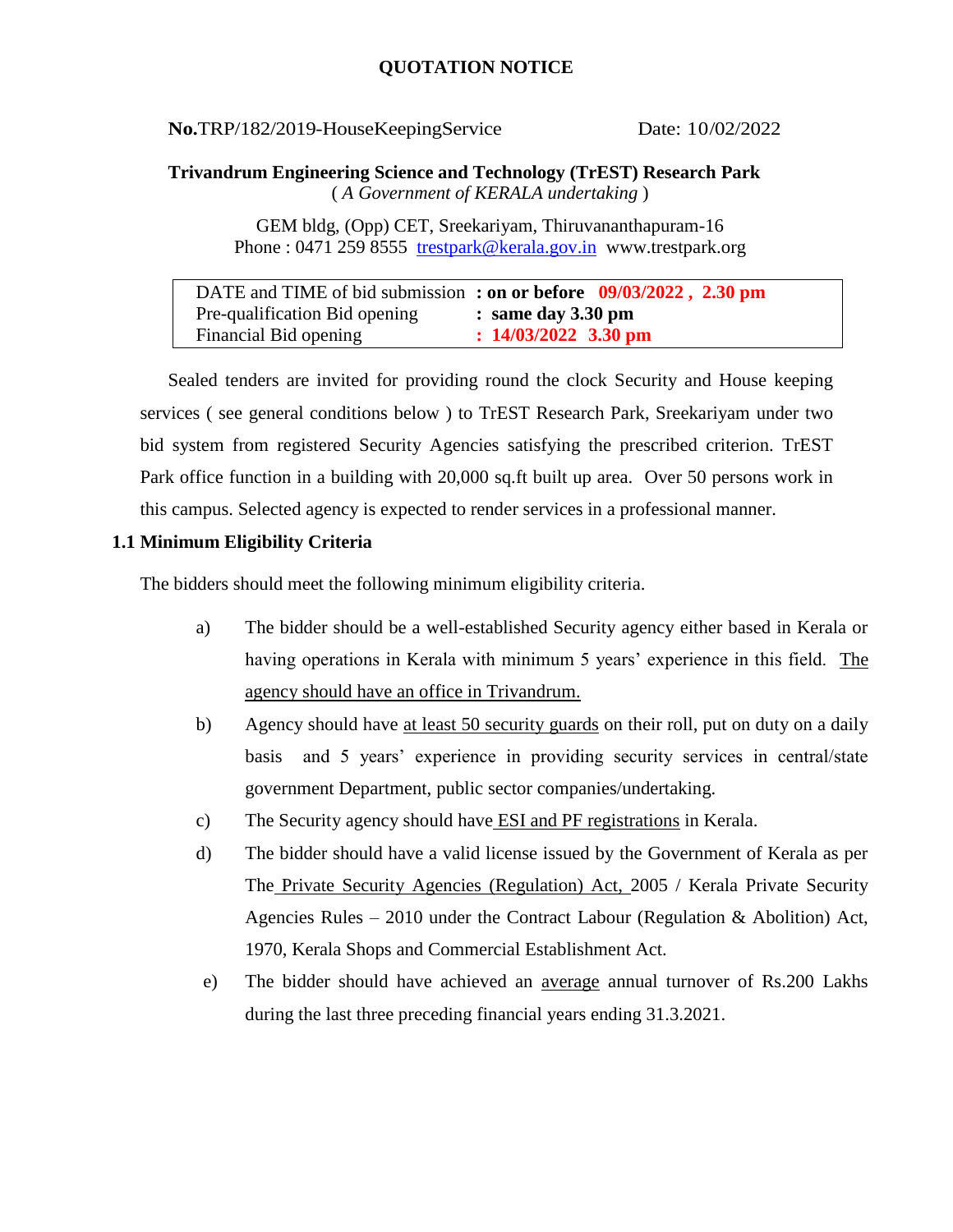# QUOTATION NOTICE

**No.**TRP/182/2019-HouseKeepingService Date: 10/02/2022

**Trivandrum Engineering Science and Technology (TrEST) Research Park**
( *A Government of KERALA undertaking* )

GEM bldg, (Opp) CET, Sreekariyam, Thiruvananthapuram-16
Phone : 0471 259 8555 trestpark@kerala.gov.in www.trestpark.org

| | |
|---|---|
| DATE and TIME of bid submission | **: on or before 09/03/2022 , 2.30 pm** |
| Pre-qualification Bid opening | **: same day 3.30 pm** |
| Financial Bid opening | **: 14/03/2022 3.30 pm** |

Sealed tenders are invited for providing round the clock Security and House keeping services ( see general conditions below ) to TrEST Research Park, Sreekariyam under two bid system from registered Security Agencies satisfying the prescribed criterion. TrEST Park office function in a building with 20,000 sq.ft built up area. Over 50 persons work in this campus. Selected agency is expected to render services in a professional manner.

### 1.1 Minimum Eligibility Criteria

The bidders should meet the following minimum eligibility criteria.

a) The bidder should be a well-established Security agency either based in Kerala or having operations in Kerala with minimum 5 years' experience in this field. The agency should have an office in Trivandrum.

b) Agency should have at least 50 security guards on their roll, put on duty on a daily basis and 5 years' experience in providing security services in central/state government Department, public sector companies/undertaking.

c) The Security agency should have ESI and PF registrations in Kerala.

d) The bidder should have a valid license issued by the Government of Kerala as per The Private Security Agencies (Regulation) Act, 2005 / Kerala Private Security Agencies Rules – 2010 under the Contract Labour (Regulation & Abolition) Act, 1970, Kerala Shops and Commercial Establishment Act.

e) The bidder should have achieved an average annual turnover of Rs.200 Lakhs during the last three preceding financial years ending 31.3.2021.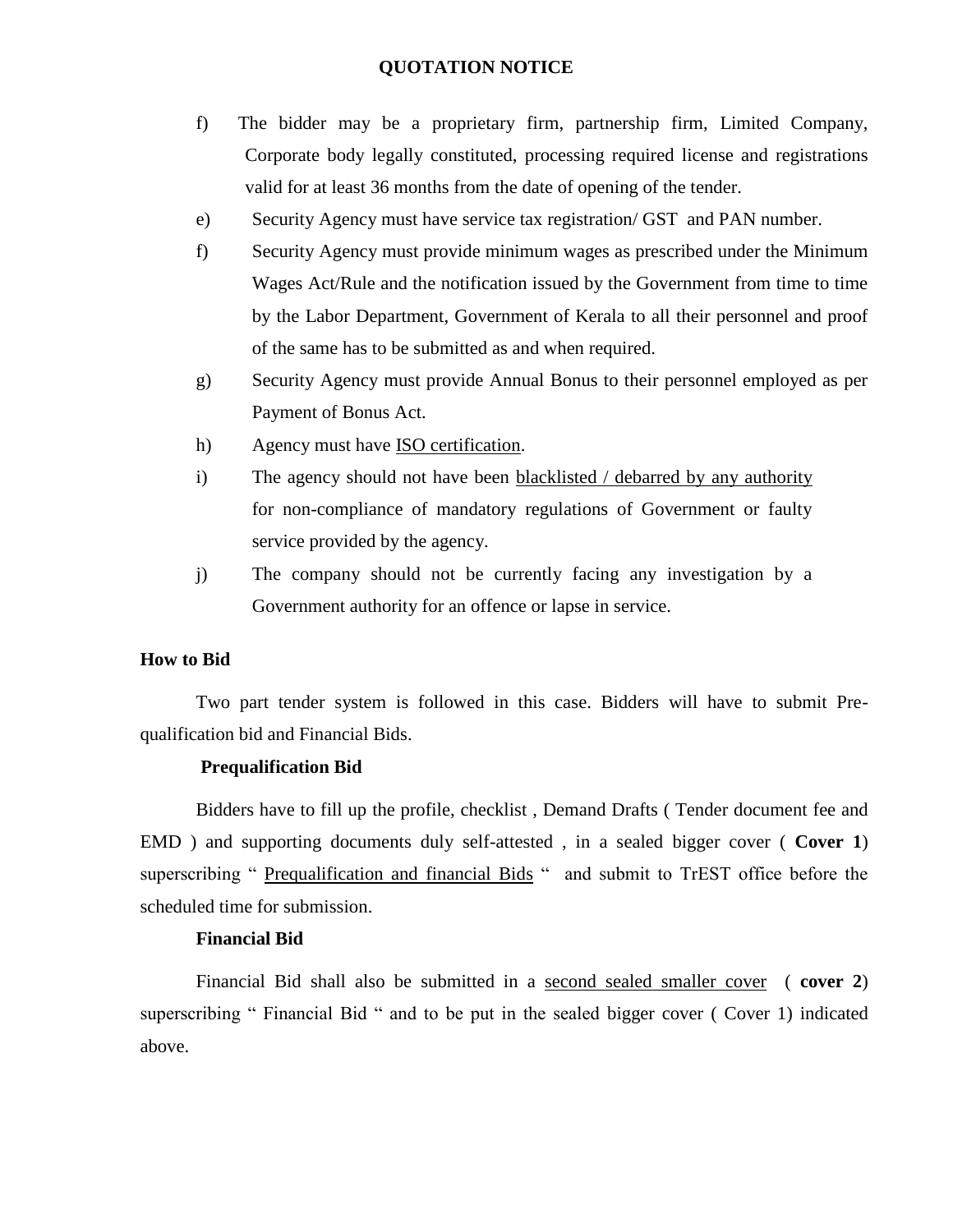**QUOTATION NOTICE**

f) The bidder may be a proprietary firm, partnership firm, Limited Company, Corporate body legally constituted, processing required license and registrations valid for at least 36 months from the date of opening of the tender.

e) Security Agency must have service tax registration/ GST and PAN number.

f) Security Agency must provide minimum wages as prescribed under the Minimum Wages Act/Rule and the notification issued by the Government from time to time by the Labor Department, Government of Kerala to all their personnel and proof of the same has to be submitted as and when required.

g) Security Agency must provide Annual Bonus to their personnel employed as per Payment of Bonus Act.

h) Agency must have ISO certification.

i) The agency should not have been blacklisted / debarred by any authority for non-compliance of mandatory regulations of Government or faulty service provided by the agency.

j) The company should not be currently facing any investigation by a Government authority for an offence or lapse in service.

**How to Bid**

Two part tender system is followed in this case. Bidders will have to submit Pre-qualification bid and Financial Bids.

**Prequalification Bid**

Bidders have to fill up the profile, checklist , Demand Drafts ( Tender document fee and EMD ) and supporting documents duly self-attested , in a sealed bigger cover ( **Cover 1**) superscribing " Prequalification and financial Bids " and submit to TrEST office before the scheduled time for submission.

**Financial Bid**

Financial Bid shall also be submitted in a second sealed smaller cover ( **cover 2**) superscribing " Financial Bid " and to be put in the sealed bigger cover ( Cover 1) indicated above.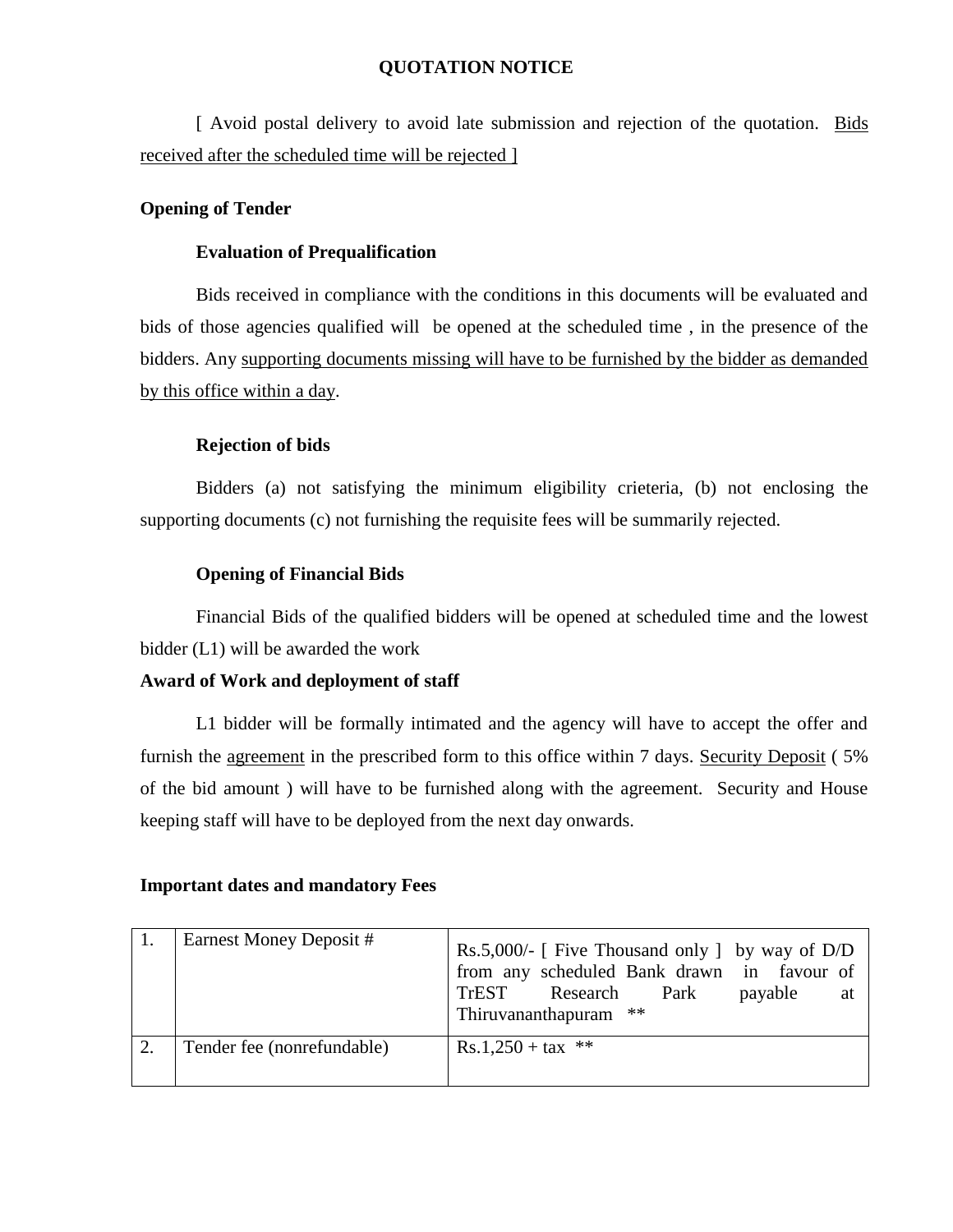# QUOTATION NOTICE

[ Avoid postal delivery to avoid late submission and rejection of the quotation. Bids received after the scheduled time will be rejected ]

## Opening of Tender

### Evaluation of Prequalification

Bids received in compliance with the conditions in this documents will be evaluated and bids of those agencies qualified will be opened at the scheduled time , in the presence of the bidders. Any supporting documents missing will have to be furnished by the bidder as demanded by this office within a day.

### Rejection of bids

Bidders (a) not satisfying the minimum eligibility crieteria, (b) not enclosing the supporting documents (c) not furnishing the requisite fees will be summarily rejected.

### Opening of Financial Bids

Financial Bids of the qualified bidders will be opened at scheduled time and the lowest bidder (L1) will be awarded the work

## Award of Work and deployment of staff

L1 bidder will be formally intimated and the agency will have to accept the offer and furnish the agreement in the prescribed form to this office within 7 days. Security Deposit ( 5% of the bid amount ) will have to be furnished along with the agreement. Security and House keeping staff will have to be deployed from the next day onwards.

## Important dates and mandatory Fees

| | | |
|---|---|---|
| 1. | Earnest Money Deposit # | Rs.5,000/- [ Five Thousand only ] by way of D/D from any scheduled Bank drawn in favour of TrEST Research Park payable at Thiruvananthapuram ** |
| 2. | Tender fee (nonrefundable) | Rs.1,250 + tax ** |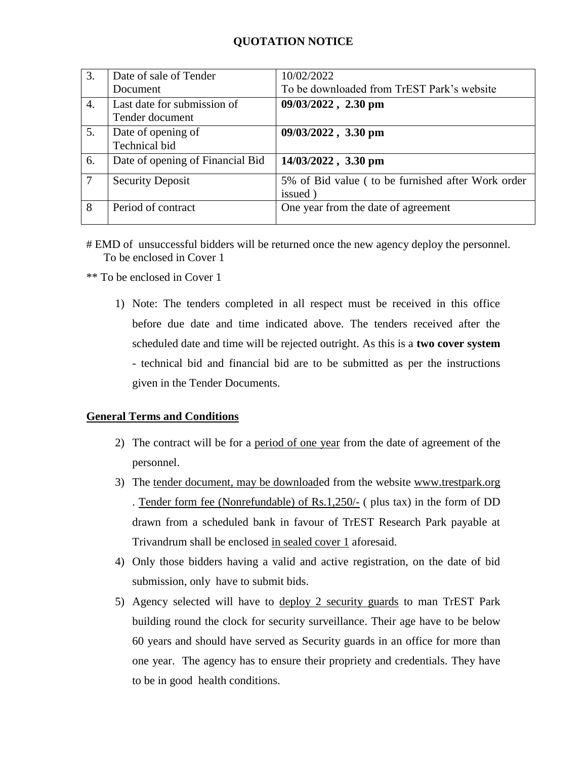## QUOTATION NOTICE

| 3. | Date of sale of Tender Document | 10/02/2022<br>To be downloaded from TrEST Park's website |
|---|---|---|
| 4. | Last date for submission of Tender document | **09/03/2022 , 2.30 pm** |
| 5. | Date of opening of Technical bid | **09/03/2022 , 3.30 pm** |
| 6. | Date of opening of Financial Bid | **14/03/2022 , 3.30 pm** |
| 7 | Security Deposit | 5% of Bid value ( to be furnished after Work order issued ) |
| 8 | Period of contract | One year from the date of agreement |

# EMD of unsuccessful bidders will be returned once the new agency deploy the personnel. To be enclosed in Cover 1

** To be enclosed in Cover 1

1) Note: The tenders completed in all respect must be received in this office before due date and time indicated above. The tenders received after the scheduled date and time will be rejected outright. As this is a **two cover system** - technical bid and financial bid are to be submitted as per the instructions given in the Tender Documents.

**General Terms and Conditions**

2) The contract will be for a period of one year from the date of agreement of the personnel.
3) The tender document, may be downloaded from the website www.trestpark.org . Tender form fee (Nonrefundable) of Rs.1,250/- ( plus tax) in the form of DD drawn from a scheduled bank in favour of TrEST Research Park payable at Trivandrum shall be enclosed in sealed cover 1 aforesaid.
4) Only those bidders having a valid and active registration, on the date of bid submission, only have to submit bids.
5) Agency selected will have to deploy 2 security guards to man TrEST Park building round the clock for security surveillance. Their age have to be below 60 years and should have served as Security guards in an office for more than one year. The agency has to ensure their propriety and credentials. They have to be in good health conditions.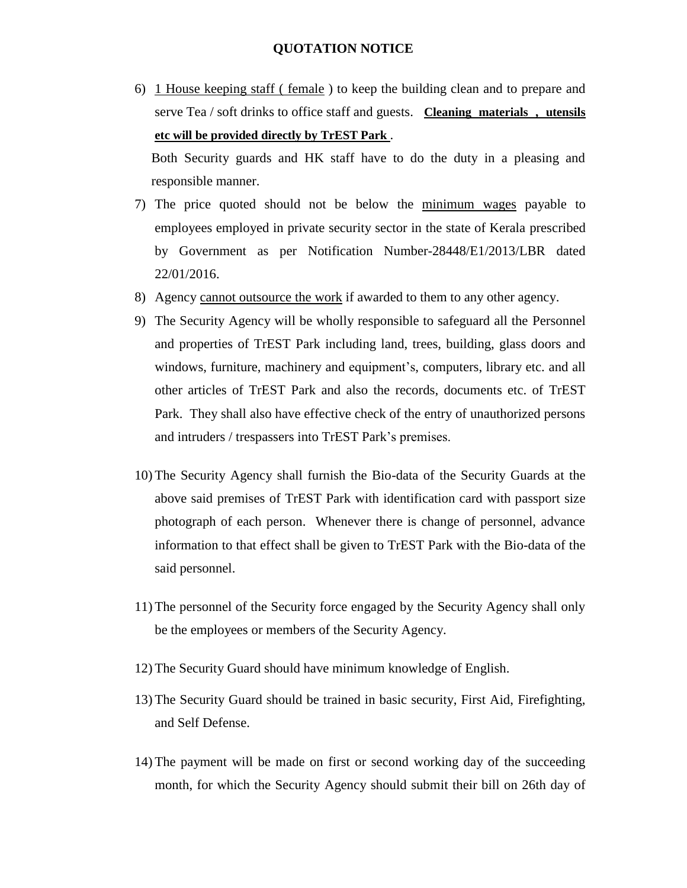# QUOTATION NOTICE

6) 1 House keeping staff ( female ) to keep the building clean and to prepare and serve Tea / soft drinks to office staff and guests. **Cleaning materials , utensils etc will be provided directly by TrEST Park** .

   Both Security guards and HK staff have to do the duty in a pleasing and responsible manner.

7) The price quoted should not be below the minimum wages payable to employees employed in private security sector in the state of Kerala prescribed by Government as per Notification Number-28448/E1/2013/LBR dated 22/01/2016.
8) Agency cannot outsource the work if awarded to them to any other agency.
9) The Security Agency will be wholly responsible to safeguard all the Personnel and properties of TrEST Park including land, trees, building, glass doors and windows, furniture, machinery and equipment's, computers, library etc. and all other articles of TrEST Park and also the records, documents etc. of TrEST Park. They shall also have effective check of the entry of unauthorized persons and intruders / trespassers into TrEST Park's premises.
10) The Security Agency shall furnish the Bio-data of the Security Guards at the above said premises of TrEST Park with identification card with passport size photograph of each person. Whenever there is change of personnel, advance information to that effect shall be given to TrEST Park with the Bio-data of the said personnel.
11) The personnel of the Security force engaged by the Security Agency shall only be the employees or members of the Security Agency.
12) The Security Guard should have minimum knowledge of English.
13) The Security Guard should be trained in basic security, First Aid, Firefighting, and Self Defense.
14) The payment will be made on first or second working day of the succeeding month, for which the Security Agency should submit their bill on 26th day of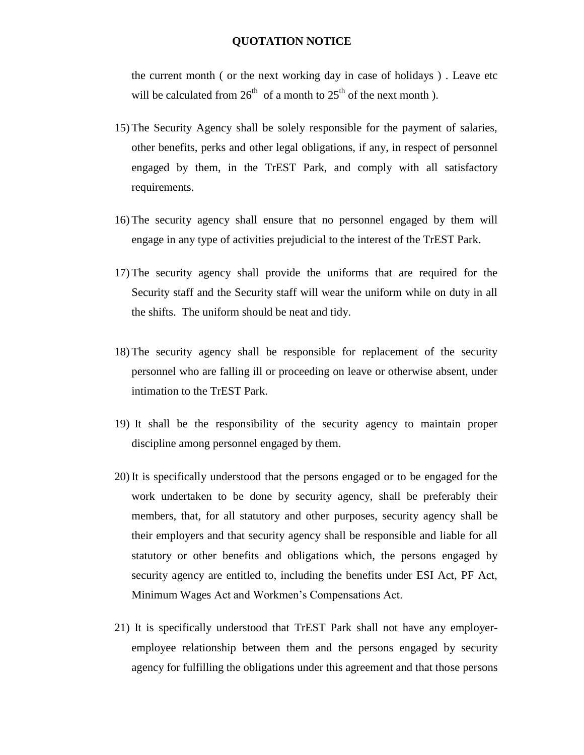the current month ( or the next working day in case of holidays ) . Leave etc will be calculated from 26th of a month to 25th of the next month ).

15) The Security Agency shall be solely responsible for the payment of salaries, other benefits, perks and other legal obligations, if any, in respect of personnel engaged by them, in the TrEST Park, and comply with all satisfactory requirements.

16) The security agency shall ensure that no personnel engaged by them will engage in any type of activities prejudicial to the interest of the TrEST Park.

17) The security agency shall provide the uniforms that are required for the Security staff and the Security staff will wear the uniform while on duty in all the shifts. The uniform should be neat and tidy.

18) The security agency shall be responsible for replacement of the security personnel who are falling ill or proceeding on leave or otherwise absent, under intimation to the TrEST Park.

19) It shall be the responsibility of the security agency to maintain proper discipline among personnel engaged by them.

20) It is specifically understood that the persons engaged or to be engaged for the work undertaken to be done by security agency, shall be preferably their members, that, for all statutory and other purposes, security agency shall be their employers and that security agency shall be responsible and liable for all statutory or other benefits and obligations which, the persons engaged by security agency are entitled to, including the benefits under ESI Act, PF Act, Minimum Wages Act and Workmen's Compensations Act.

21) It is specifically understood that TrEST Park shall not have any employer-employee relationship between them and the persons engaged by security agency for fulfilling the obligations under this agreement and that those persons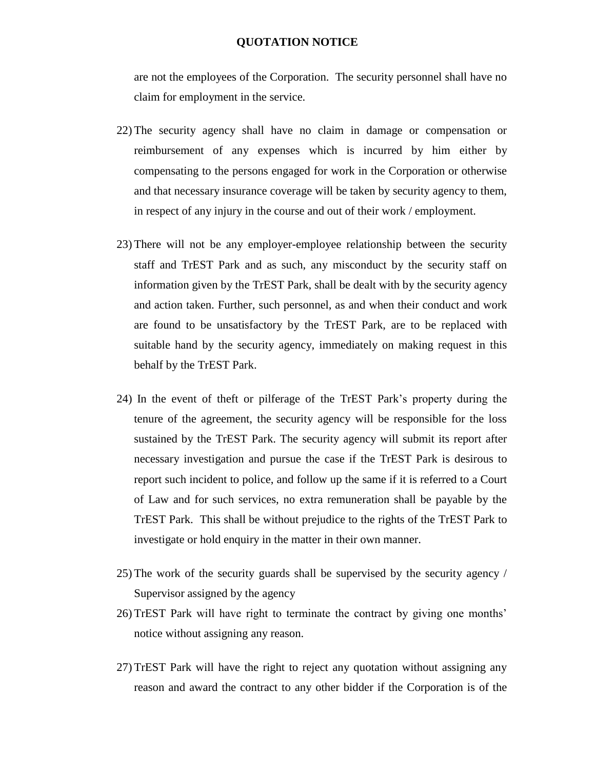are not the employees of the Corporation. The security personnel shall have no claim for employment in the service.

22) The security agency shall have no claim in damage or compensation or reimbursement of any expenses which is incurred by him either by compensating to the persons engaged for work in the Corporation or otherwise and that necessary insurance coverage will be taken by security agency to them, in respect of any injury in the course and out of their work / employment.

23) There will not be any employer-employee relationship between the security staff and TrEST Park and as such, any misconduct by the security staff on information given by the TrEST Park, shall be dealt with by the security agency and action taken. Further, such personnel, as and when their conduct and work are found to be unsatisfactory by the TrEST Park, are to be replaced with suitable hand by the security agency, immediately on making request in this behalf by the TrEST Park.

24) In the event of theft or pilferage of the TrEST Park's property during the tenure of the agreement, the security agency will be responsible for the loss sustained by the TrEST Park. The security agency will submit its report after necessary investigation and pursue the case if the TrEST Park is desirous to report such incident to police, and follow up the same if it is referred to a Court of Law and for such services, no extra remuneration shall be payable by the TrEST Park. This shall be without prejudice to the rights of the TrEST Park to investigate or hold enquiry in the matter in their own manner.

25) The work of the security guards shall be supervised by the security agency / Supervisor assigned by the agency

26) TrEST Park will have right to terminate the contract by giving one months' notice without assigning any reason.

27) TrEST Park will have the right to reject any quotation without assigning any reason and award the contract to any other bidder if the Corporation is of the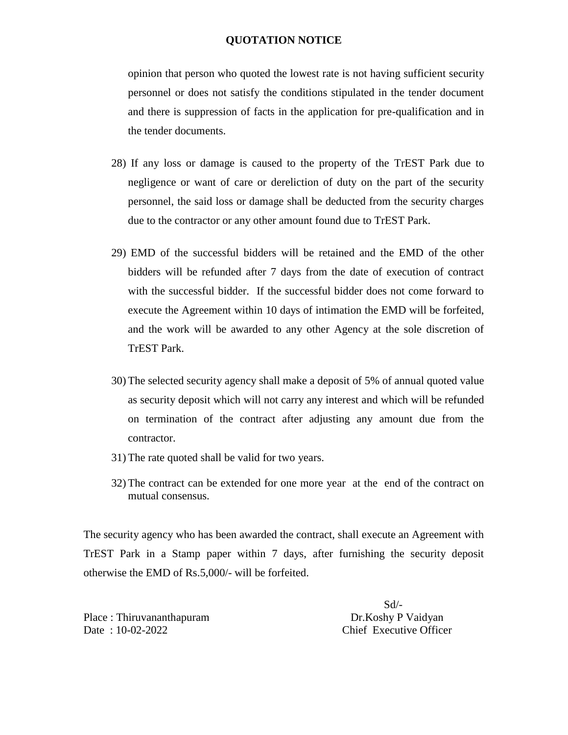opinion that person who quoted the lowest rate is not having sufficient security personnel or does not satisfy the conditions stipulated in the tender document and there is suppression of facts in the application for pre-qualification and in the tender documents.

28) If any loss or damage is caused to the property of the TrEST Park due to negligence or want of care or dereliction of duty on the part of the security personnel, the said loss or damage shall be deducted from the security charges due to the contractor or any other amount found due to TrEST Park.

29) EMD of the successful bidders will be retained and the EMD of the other bidders will be refunded after 7 days from the date of execution of contract with the successful bidder. If the successful bidder does not come forward to execute the Agreement within 10 days of intimation the EMD will be forfeited, and the work will be awarded to any other Agency at the sole discretion of TrEST Park.

30) The selected security agency shall make a deposit of 5% of annual quoted value as security deposit which will not carry any interest and which will be refunded on termination of the contract after adjusting any amount due from the contractor.

31) The rate quoted shall be valid for two years.

32) The contract can be extended for one more year at the end of the contract on mutual consensus.

The security agency who has been awarded the contract, shall execute an Agreement with TrEST Park in a Stamp paper within 7 days, after furnishing the security deposit otherwise the EMD of Rs.5,000/- will be forfeited.

Sd/-
Dr.Koshy P Vaidyan
Chief Executive Officer

Place : Thiruvananthapuram
Date : 10-02-2022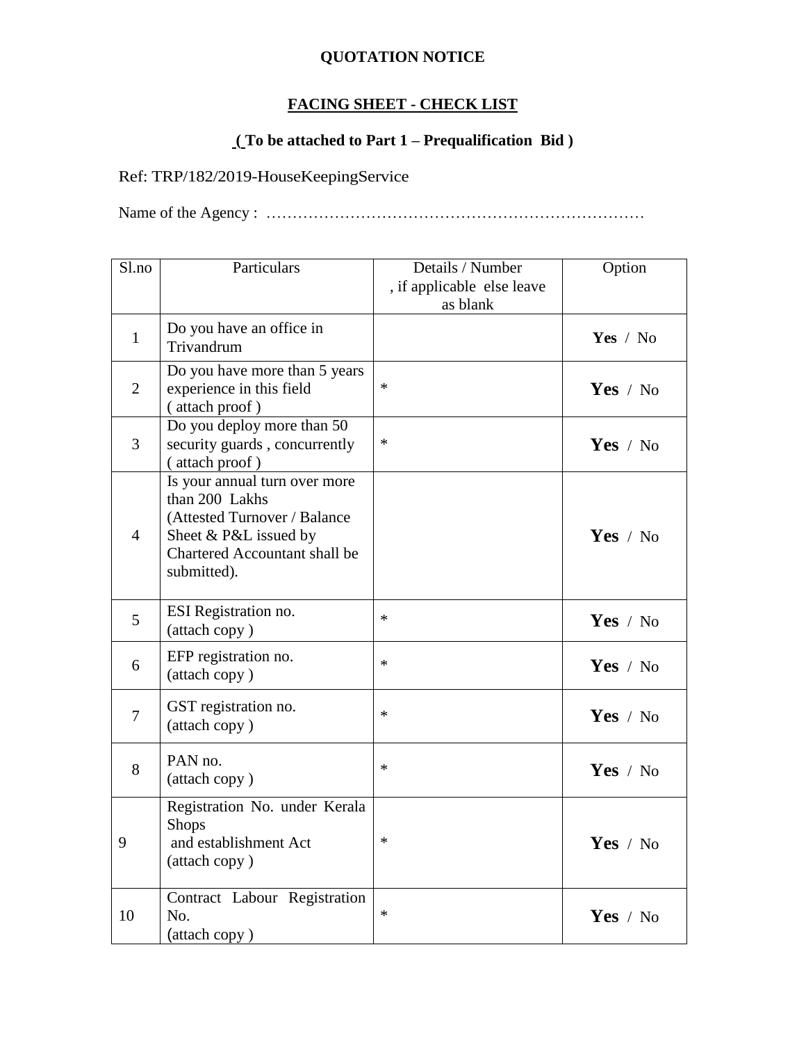**QUOTATION NOTICE**

**FACING SHEET - CHECK LIST**

**( To be attached to Part 1 – Prequalification Bid )**

Ref: TRP/182/2019-HouseKeepingService

Name of the Agency : ………………………………………………………………

| Sl.no | Particulars | Details / Number , if applicable else leave as blank | Option |
|---|---|---|---|
| 1 | Do you have an office in Trivandrum | | **Yes** / No |
| 2 | Do you have more than 5 years experience in this field ( attach proof ) | * | **Yes** / No |
| 3 | Do you deploy more than 50 security guards , concurrently ( attach proof ) | * | **Yes** / No |
| 4 | Is your annual turn over more than 200 Lakhs (Attested Turnover / Balance Sheet & P&L issued by Chartered Accountant shall be submitted). | | **Yes** / No |
| 5 | ESI Registration no. (attach copy ) | * | **Yes** / No |
| 6 | EFP registration no. (attach copy ) | * | **Yes** / No |
| 7 | GST registration no. (attach copy ) | * | **Yes** / No |
| 8 | PAN no. (attach copy ) | * | **Yes** / No |
| 9 | Registration No. under Kerala Shops and establishment Act (attach copy ) | * | **Yes** / No |
| 10 | Contract Labour Registration No. (attach copy ) | * | **Yes** / No |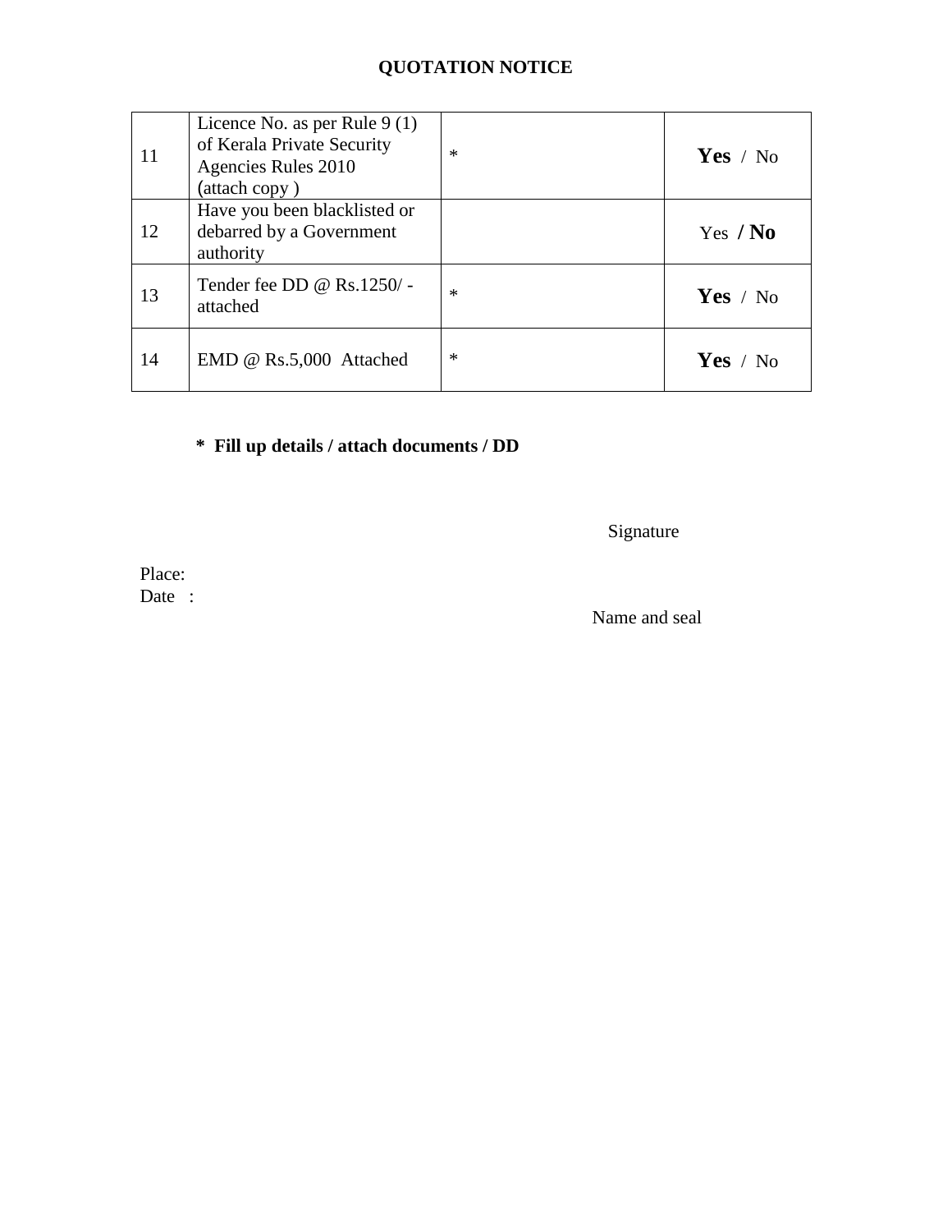**QUOTATION NOTICE**

| | | | |
|---|---|---|---|
| 11 | Licence No. as per Rule 9 (1) of Kerala Private Security Agencies Rules 2010 (attach copy ) | * | **Yes** / No |
| 12 | Have you been blacklisted or debarred by a Government authority | | Yes **/ No** |
| 13 | Tender fee DD @ Rs.1250/ - attached | * | **Yes** / No |
| 14 | EMD @ Rs.5,000 Attached | * | **Yes** / No |

**\* Fill up details / attach documents / DD**

Signature

Place:

Date :

Name and seal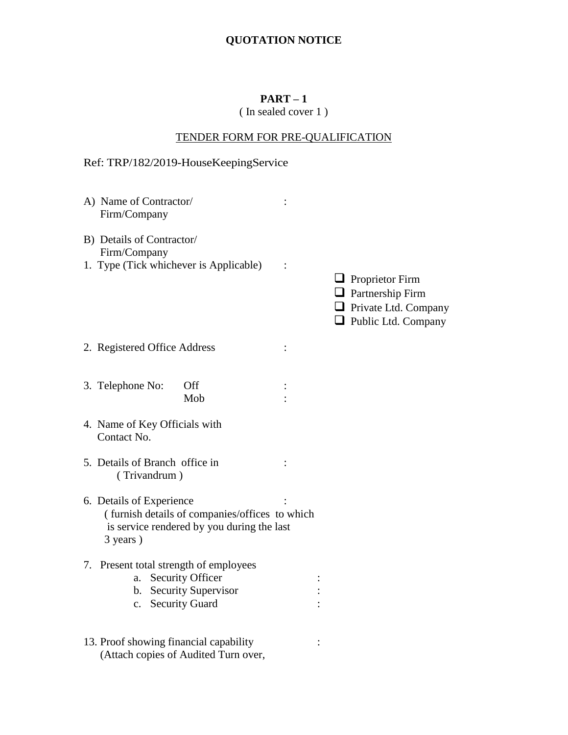**QUOTATION NOTICE**

**PART – 1**

( In sealed cover 1 )

TENDER FORM FOR PRE-QUALIFICATION

Ref: TRP/182/2019-HouseKeepingService

A) Name of Contractor/ Firm/Company :

B) Details of Contractor/ Firm/Company

1. Type (Tick whichever is Applicable) :
   - ❑ Proprietor Firm
   - ❑ Partnership Firm
   - ❑ Private Ltd. Company
   - ❑ Public Ltd. Company

2. Registered Office Address :

3. Telephone No: Off :
   Mob :

4. Name of Key Officials with Contact No.

5. Details of Branch office in ( Trivandrum ) :

6. Details of Experience :
   ( furnish details of companies/offices to which is service rendered by you during the last 3 years )

7. Present total strength of employees
   a. Security Officer :
   b. Security Supervisor :
   c. Security Guard :

13. Proof showing financial capability :
    (Attach copies of Audited Turn over,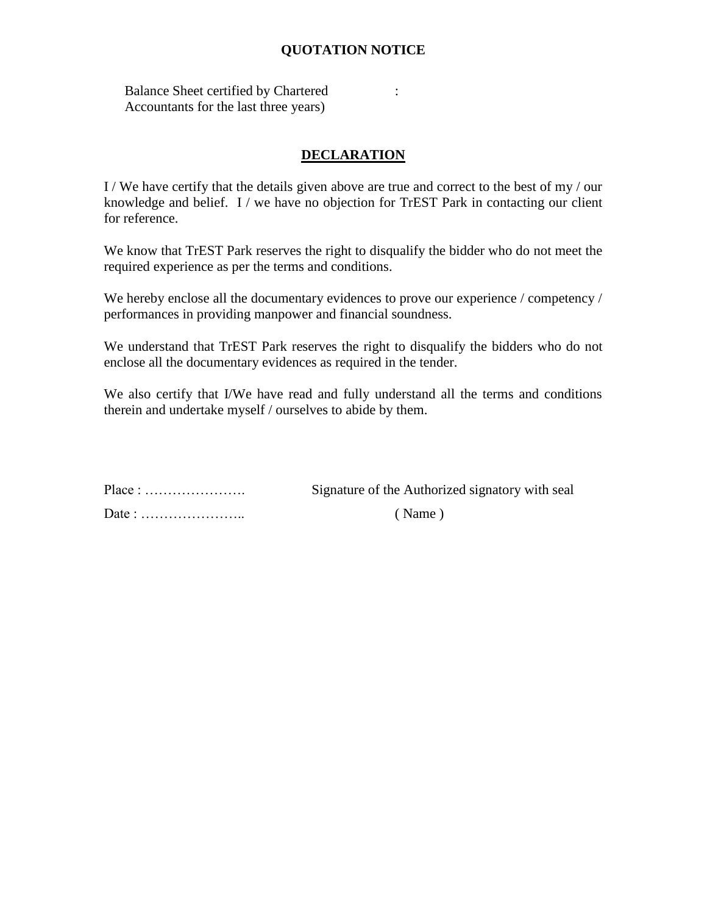**QUOTATION NOTICE**

Balance Sheet certified by Chartered Accountants for the last three years) :

## DECLARATION

I / We have certify that the details given above are true and correct to the best of my / our knowledge and belief. I / we have no objection for TrEST Park in contacting our client for reference.

We know that TrEST Park reserves the right to disqualify the bidder who do not meet the required experience as per the terms and conditions.

We hereby enclose all the documentary evidences to prove our experience / competency / performances in providing manpower and financial soundness.

We understand that TrEST Park reserves the right to disqualify the bidders who do not enclose all the documentary evidences as required in the tender.

We also certify that I/We have read and fully understand all the terms and conditions therein and undertake myself / ourselves to abide by them.

Place : ………………….                Signature of the Authorized signatory with seal

Date : …………………..                ( Name )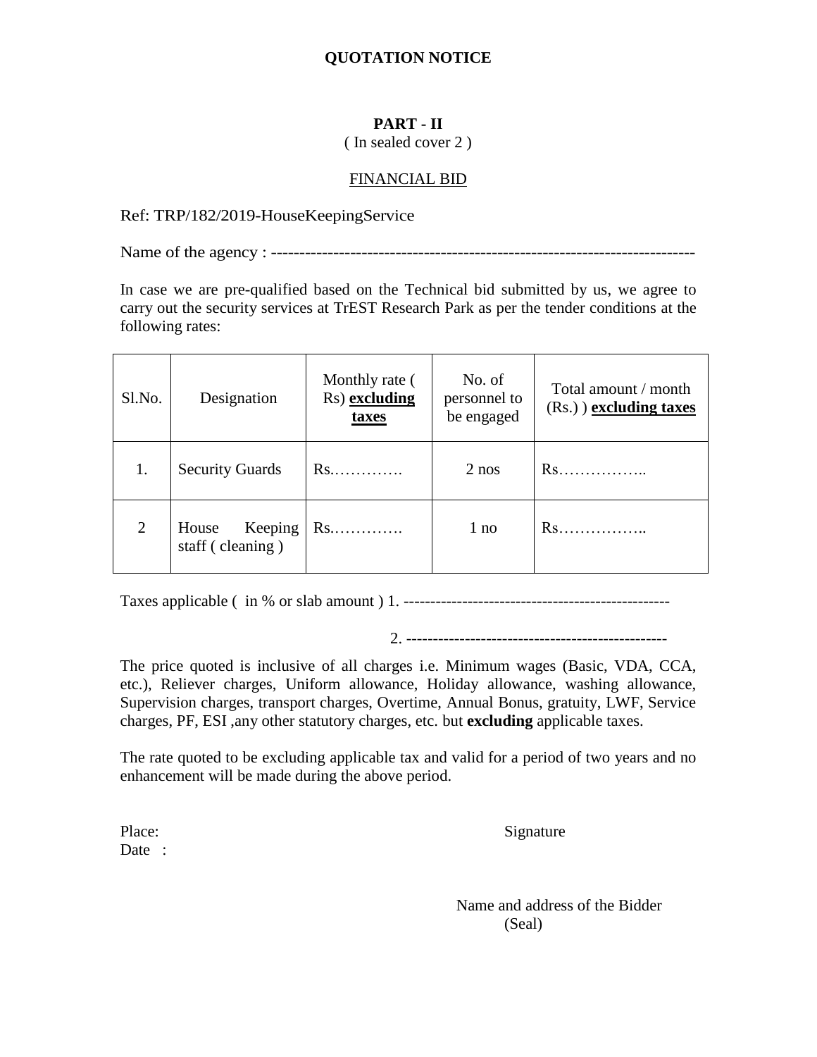**QUOTATION NOTICE**

**PART - II**

( In sealed cover 2 )

FINANCIAL BID

Ref: TRP/182/2019-HouseKeepingService

Name of the agency : ----------------------------------------------------------------------------

In case we are pre-qualified based on the Technical bid submitted by us, we agree to carry out the security services at TrEST Research Park as per the tender conditions at the following rates:

| Sl.No. | Designation | Monthly rate ( Rs) **excluding taxes** | No. of personnel to be engaged | Total amount / month (Rs.) ) **excluding taxes** |
|---|---|---|---|---|
| 1. | Security Guards | Rs.…………. | 2 nos | Rs…………….. |
| 2 | House Keeping staff ( cleaning ) | Rs.…………. | 1 no | Rs…………….. |

Taxes applicable ( in % or slab amount ) 1. --------------------------------------------------

2. ------------------------------------------------

The price quoted is inclusive of all charges i.e. Minimum wages (Basic, VDA, CCA, etc.), Reliever charges, Uniform allowance, Holiday allowance, washing allowance, Supervision charges, transport charges, Overtime, Annual Bonus, gratuity, LWF, Service charges, PF, ESI ,any other statutory charges, etc. but **excluding** applicable taxes.

The rate quoted to be excluding applicable tax and valid for a period of two years and no enhancement will be made during the above period.

Place:

Date :

Signature

Name and address of the Bidder

(Seal)